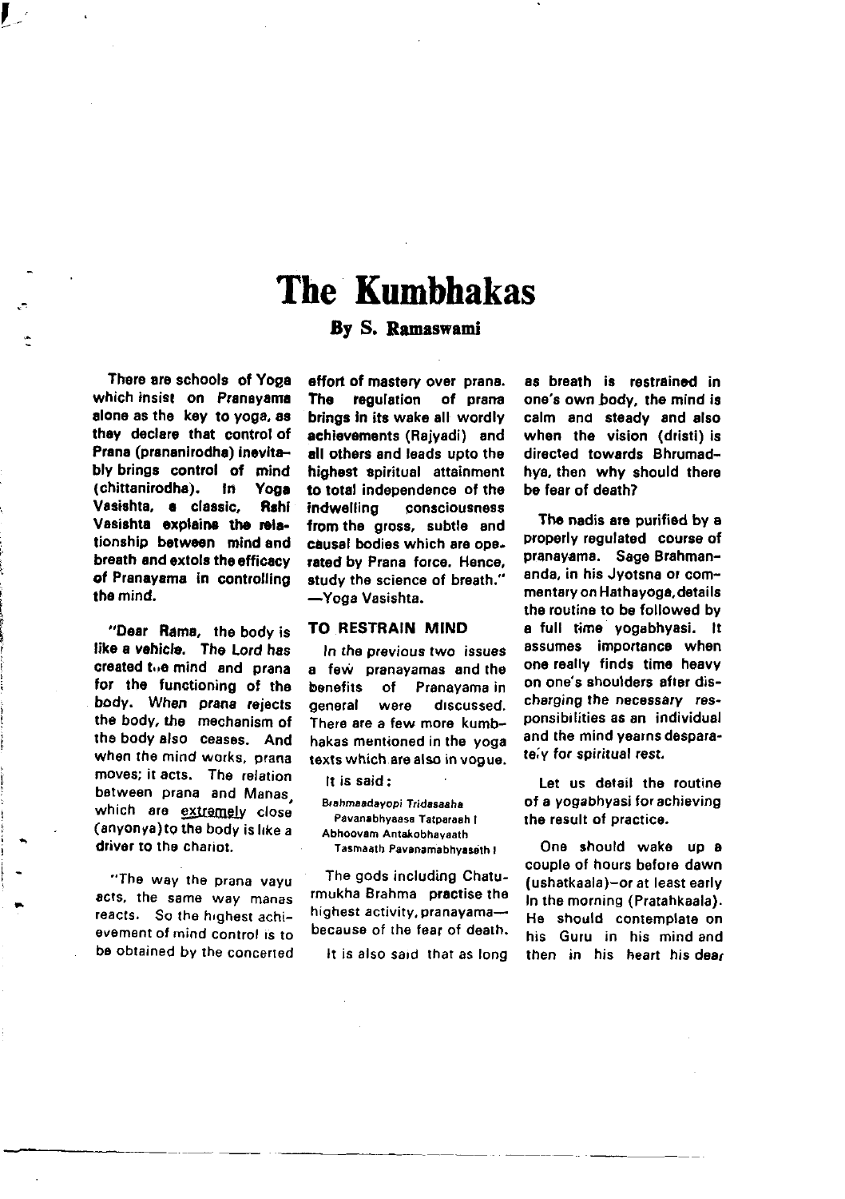# The Kumbhakas

**By S. Ramaswami**

**There are schools of Yoga which insist on Pranayama alone as the key to yoga, as they declare that control of Prana (prananirodha) inevitably brings control of mind (chittanirodha). In Yoga Vasishta, a classic, Rshi Vasishta explains the relationship between mind and breath and extols the efficacy of Pranayama in controlling the mind.**

"Dear Rama, the body is like a vehicle. The Lord has created the mind and prana for the functioning of the body. When prana rejects the body, the mechanism of the body also ceases. And when the mind works, prana moves; it acts. The relation between prana and Manas, which are extremely close (anyonya) to the body is like a driver to the chariot.

"The way the prana vayu acts, the same way manas reacts. So the highest achievement of mind control is to be obtained by the concerted effort of mastery over prana. The regulation of prana brings in its wake all wordly achievements (Rajyadi) and all others and leads upto the highest spiritual attainment to total independence of the indwelling consciousness from the gross, subtle and causal bodies which are operated by Prana force. Hence, study the science of breath." —Yoga Vasishta.

## TO RESTRAIN MIND

In the previous two issues a few pranayamas and the benefits of Pranayama in general were discussed. There are a few more kumbhakas mentioned in the yoga texts which are also in vogue.

It is said:

*Brahmaadayopi Tridasaaha*
*Pavanabhyaasa Tatparaah I*
*Abhoovam Antakobhayaath*
*Tasmaath Pavanamabhyaseth I*

The gods including Chaturmukha Brahma practise the highest activity, pranayama—because of the fear of death.

It is also said that as long as breath is restrained in one's own body, the mind is calm and steady and also when the vision (dristi) is directed towards Bhrumadhya, then why should there be fear of death?

The nadis are purified by a properly regulated course of pranayama. Sage Brahmananda, in his Jyotsna or commentary on Hathayoga, details the routine to be followed by a full time yogabhyasi. It assumes importance when one really finds time heavy on one's shoulders after discharging the necessary responsibilities as an individual and the mind yearns desparately for spiritual rest.

Let us detail the routine of a yogabhyasi for achieving the result of practice.

One should wake up a couple of hours before dawn (ushatkaala)–or at least early in the morning (Pratahkaala). He should contemplate on his Guru in his mind and then in his heart his dear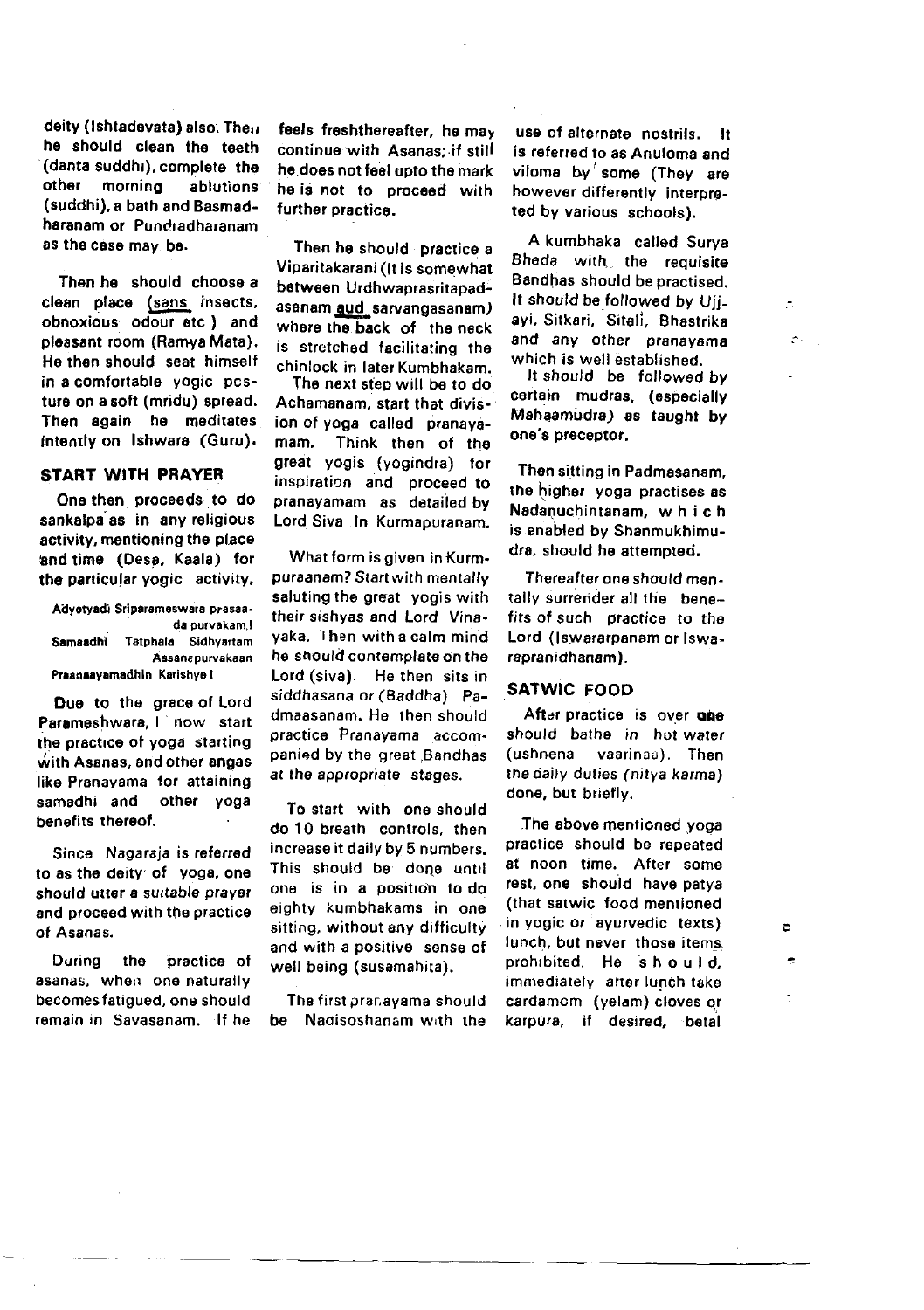deity (Ishtadevata) also. Then he should clean the teeth (danta suddhi), complete the other morning ablutions (suddhi), a bath and Basmadharanam or Pundradharanam as the case may be.

Then he should choose a clean place (sans insects, obnoxious odour etc ) and pleasant room (Ramya Mata). He then should seat himself in a comfortable yogic posture on a soft (mridu) spread. Then again he meditates intently on Ishwara (Guru).

## START WITH PRAYER

One then proceeds to do sankalpa as in any religious activity, mentioning the place and time (Desa, Kaala) for the particular yogic activity.

> Adyetyadi Sriparameswara prasaada purvakam I
> Samaadhi Tatphala Sidhyartam Assanapurvakaan
> Praanaayamadhin Karishye I

Due to the grace of Lord Parameshwara, I now start the practice of yoga starting with Asanas, and other angas like Pranayama for attaining samadhi and other yoga benefits thereof.

Since Nagaraja is referred to as the deity of yoga, one should utter a suitable prayer and proceed with the practice of Asanas.

During the practice of asanas, when one naturally becomes fatigued, one should remain in Savasanam. If he feels freshthereafter, he may continue with Asanas; if still he does not feel upto the mark he is not to proceed with further practice.

Then he should practice a Viparitakarani (It is somewhat between Urdhwaprasritapadasanam and sarvangasanam) where the back of the neck is stretched facilitating the chinlock in later Kumbhakam.

The next step will be to do Achamanam, start that division of yoga called pranayamam. Think then of the great yogis (yogindra) for inspiration and proceed to pranayamam as detailed by Lord Siva In Kurmapuranam.

What form is given in Kurmpuraanam? Start with mentally saluting the great yogis with their sishyas and Lord Vinayaka. Then with a calm mind he should contemplate on the Lord (siva). He then sits in siddhasana or (Baddha) Padmaasanam. He then should practice Pranayama accompanied by the great Bandhas at the appropriate stages.

To start with one should do 10 breath controls, then increase it daily by 5 numbers. This should be done until one is in a position to do eighty kumbhakams in one sitting, without any difficulty and with a positive sense of well being (susamahita).

The first pranayama should be Nadisoshanam with the use of alternate nostrils. It is referred to as Anuloma and viloma by some (They are however differently interpreted by various schools).

A kumbhaka called Surya Bheda with the requisite Bandhas should be practised. It should be followed by Ujjayi, Sitkari, Sitali, Bhastrika and any other pranayama which is well established.

It should be followed by certain mudras, (especially Mahaamudra) as taught by one's preceptor.

Then sitting in Padmasanam, the higher yoga practises as Nadanuchintanam, which is enabled by Shanmukhimudra, should he attempted.

Thereafter one should mentally surrender all the benefits of such practice to the Lord (Iswararpanam or Iswarapranidhanam).

## SATWIC FOOD

After practice is over one should bathe in hot water (ushnena vaarinaa). Then the daily duties (nitya karma) done, but briefly.

The above mentioned yoga practice should be repeated at noon time. After some rest, one should have patya (that satwic food mentioned in yogic or ayurvedic texts) lunch, but never those items prohibited. He should, immediately after lunch take cardamom (yelam) cloves or karpura, if desired, betal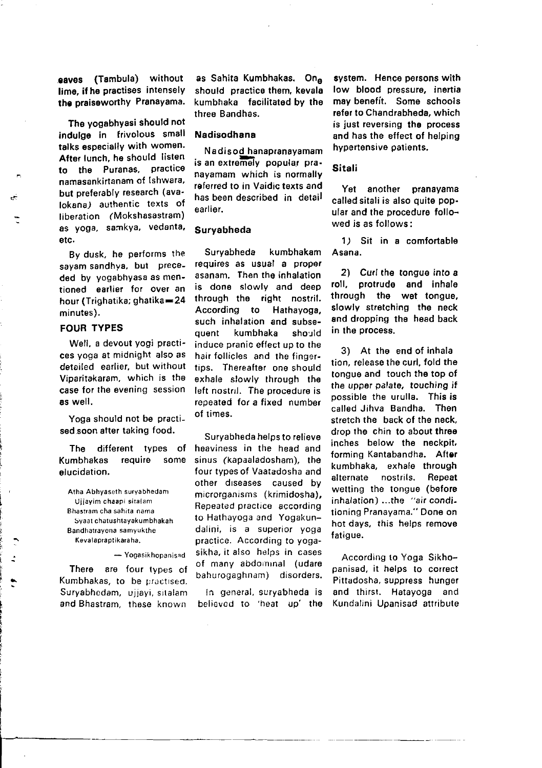eaves (Tambula) without lime, if he practises intensely the praiseworthy Pranayama.

The yogabhyasi should not indulge in frivolous small talks especially with women. After lunch, he should listen to the Puranas, practice namasankirtanam of Ishwara, but preferably research (avalokana) authentic texts of liberation (Mokshasastram) as yoga, samkya, vedanta, etc.

By dusk, he performs the sayam sandhya, but preceded by yogabhyasa as mentioned earlier for over an hour (Trighatika; ghatika = 24 minutes).

## FOUR TYPES

Well, a devout yogi practices yoga at midnight also as detailed earlier, but without Viparitakaram, which is the case for the evening session as well.

Yoga should not be practised soon after taking food.

The different types of Kumbhakas require some elucidation.

> Atha Abhyaseth suryabhedam
> Ujjayim chaapi sitalam
> Bhastram cha sahita nama
> Syaat chatushtayakumbhakah
> Bandhatrayena samyukthe
> Kevalapraptikaraha.
>
> — Yogasikhopanisad

There are four types of Kumbhakas, to be practised. Suryabhedam, ujjayi, sitalam and Bhastram, these known as Sahita Kumbhakas. One should practice them, kevala kumbhaka facilitated by the three Bandhas.

### Nadisodhana

Nadisodhanapranayamam is an extremely popular pranayamam which is normally referred to in Vaidic texts and has been described in detail earlier.

### Suryabheda

Suryabheda kumbhakam requires as usual a proper asanam. Then the inhalation is done slowly and deep through the right nostril. According to Hathayoga, such inhalation and subsequent kumbhaka should induce pranic effect up to the hair follicles and the fingertips. Thereafter one should exhale slowly through the left nostril. The procedure is repeated for a fixed number of times.

Suryabheda helps to relieve heaviness in the head and sinus (kapaaladosham), the four types of Vaatadosha and other diseases caused by microrganisms (krimidosha). Repeated practice according to Hathayoga and Yogakundalini, is a superior yoga practice. According to yogasikha, it also helps in cases of many abdominal (udare bahurogaghnam) disorders.

In general, suryabheda is believed to 'heat up' the system. Hence persons with low blood pressure, inertia may benefit. Some schools refer to Chandrabheda, which is just reversing the process and has the effect of helping hypertensive patients.

### Sitali

Yet another pranayama called sitali is also quite popular and the procedure followed is as follows:

1) Sit in a comfortable Asana.

2) Curl the tongue into a roll, protrude and inhale through the wet tongue, slowly stretching the neck and dropping the head back in the process.

3) At the end of inhalation, release the curl, fold the tongue and touch the top of the upper palate, touching if possible the urulla. This is called Jihva Bandha. Then stretch the back of the neck, drop the chin to about three inches below the neckpit, forming Kantabandha. After kumbhaka, exhale through alternate nostrils. Repeat wetting the tongue (before inhalation) ...the "air conditioning Pranayama." Done on hot days, this helps remove fatigue.

According to Yoga Sikhopanisad, it helps to correct Pittadosha, suppress hunger and thirst. Hatayoga and Kundalini Upanisad attribute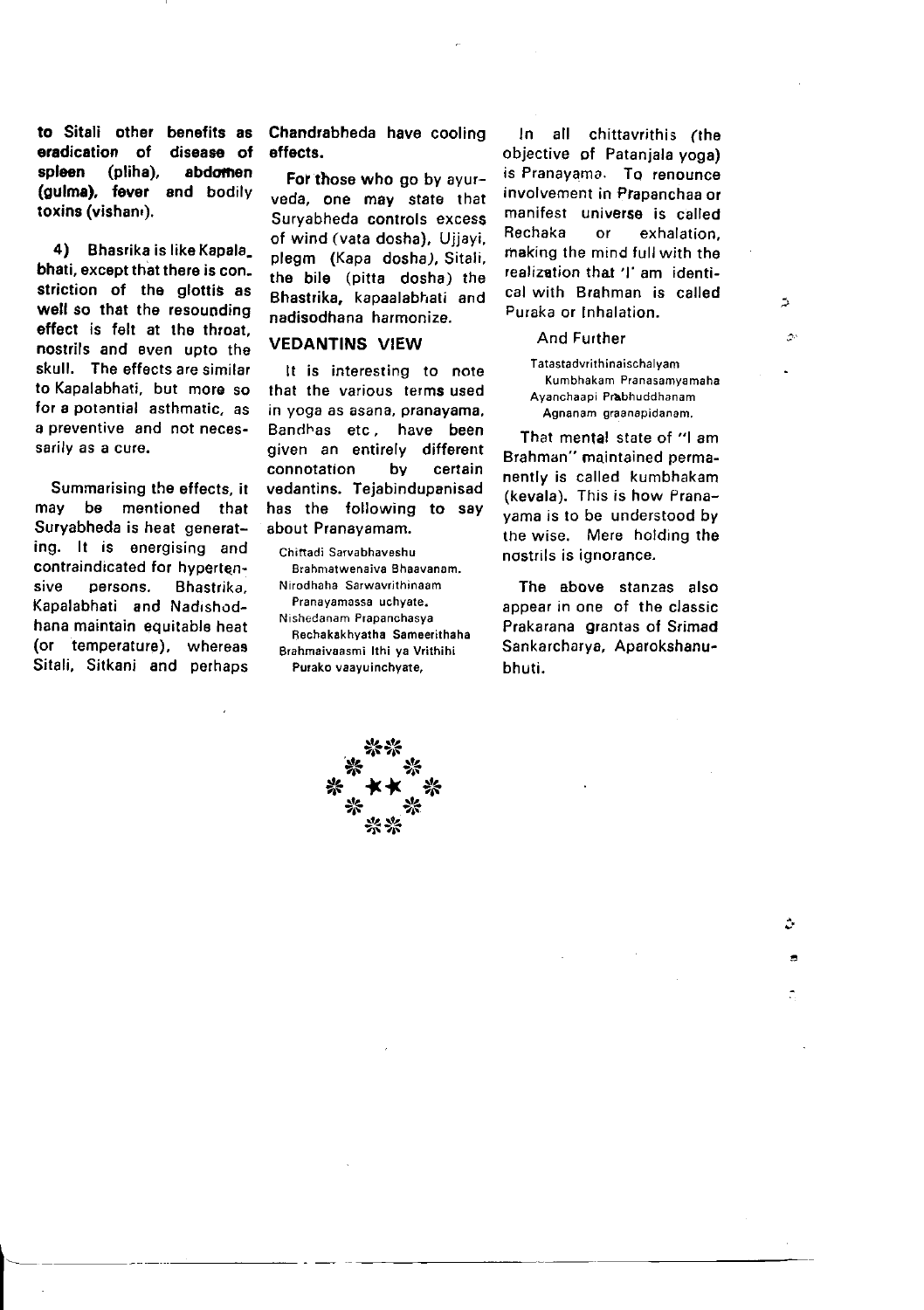**to Sitali other benefits as eradication of disease of spleen (pliha), abdomen (gulma), fever and bodily toxins (vishani).**

4) **Bhasrika** is like **Kapalabhati**, except that there is constriction of the glottis as **well** so that the resounding effect is felt at the throat, **nostrils** and even upto the skull. The effects are similar to Kapalabhati, but more so for a potential asthmatic, as a preventive and not necessarily as a cure.

Summarising the effects, it may be mentioned that Suryabheda is heat generating. It is energising and contraindicated for hypertensive persons. Bhastrika, Kapalabhati and Nadishodhana maintain equitable heat (or temperature), whereas Sitali, Sitkani and perhaps **Chandrabheda have cooling effects.**

**For** those who go by ayurveda, one may state that Suryabheda **controls** excess of wind (vata dosha), Ujjayi, plegm (Kapa dosha), Sitali, the bile (pitta dosha) the **Bhastrika**, kapaalabhati and nadisodhana harmonize.

## VEDANTINS VIEW

It is interesting to note that the various terms used in yoga as asana, pranayama, Bandhas etc, have been given an entirely different connotation by certain vedantins. Tejabindupanisad has the following to say about Pranayamam.

Chittadi Sarvabhaveshu
Brahmatwenaiva Bhaavanam.
Nirodhaha Sarwavrithinaam
Pranayamassa uchyate.
Nishedanam Prapanchasya
Rechakakhyatha Sameerithaha
Brahmaivaasmi Ithi ya Vrithihi
Purako vaayuinchyate,

In all chittavrithis (the objective of Patanjala yoga) is Pranayama. To renounce involvement in Prapanchaa or manifest universe is called Rechaka or exhalation, making the mind full with the realization that 'I' am identical with Brahman is called Puraka or Inhalation.

And Further

Tatastadvrithinaischalyam
Kumbhakam Pranasamyamaha
Ayanchaapi Prabhuddhanam
Agnanam graanapidanam.

That mental state of "I am Brahman" maintained permanently is called kumbhakam (kevala). This is how Pranayama is to be understood by the wise. Mere holding the nostrils is ignorance.

The above stanzas also appear in one of the classic Prakarana grantas of Srimad Sankarcharya, Aparokshanubhuti.